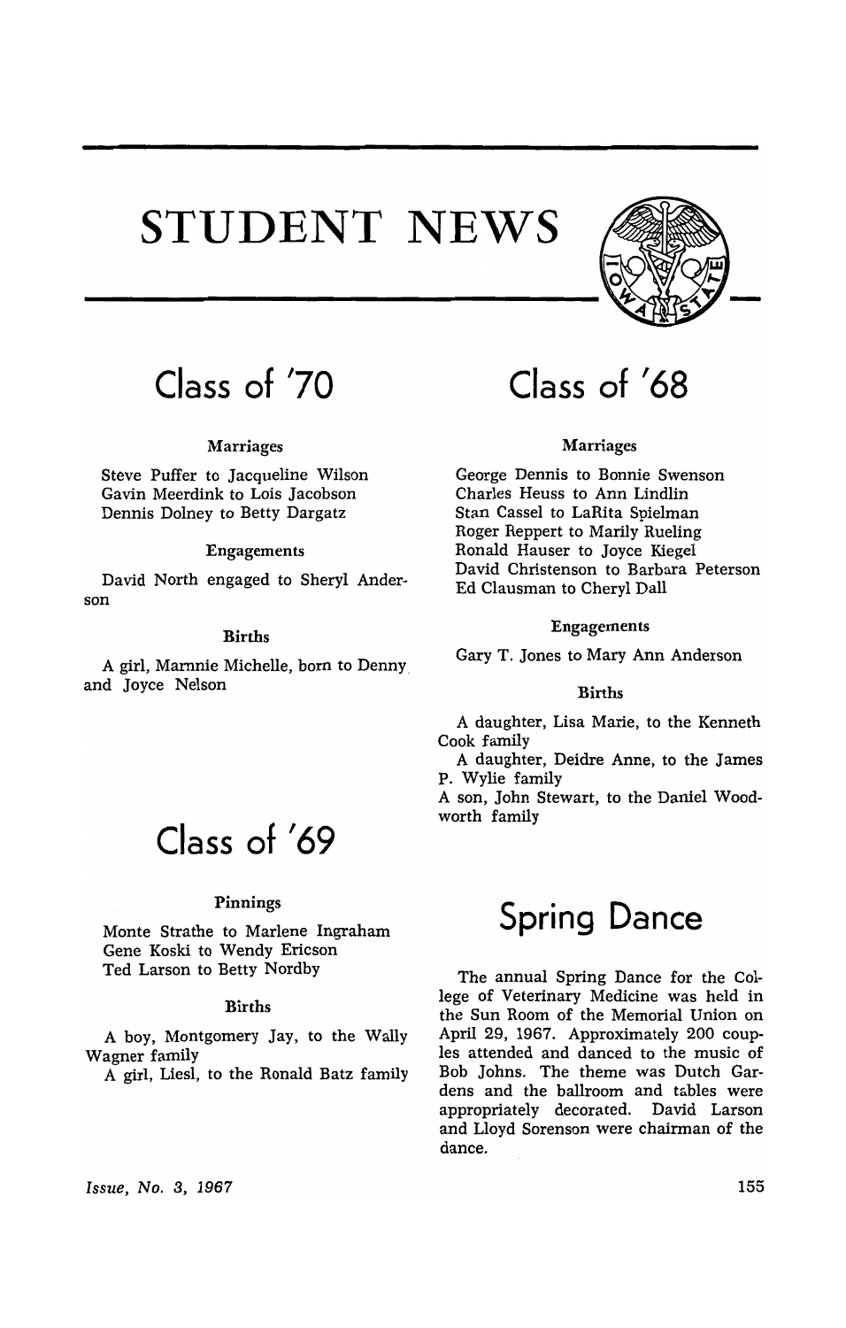# STUDENT NEWS

## Class of '70

### Marriages

Steve Puffer to Jacqueline Wilson
Gavin Meerdink to Lois Jacobson
Dennis Dolney to Betty Dargatz

### Engagements

David North engaged to Sheryl Anderson

### Births

A girl, Mamnie Michelle, born to Denny and Joyce Nelson

## Class of '69

### Pinnings

Monte Strathe to Marlene Ingraham
Gene Koski to Wendy Ericson
Ted Larson to Betty Nordby

### Births

A boy, Montgomery Jay, to the Wally Wagner family
A girl, Liesl, to the Ronald Batz family

## Class of '68

### Marriages

George Dennis to Bonnie Swenson
Charles Heuss to Ann Lindlin
Stan Cassel to LaRita Spielman
Roger Reppert to Marily Rueling
Ronald Hauser to Joyce Kiegel
David Christenson to Barbara Peterson
Ed Clausman to Cheryl Dall

### Engagements

Gary T. Jones to Mary Ann Anderson

### Births

A daughter, Lisa Marie, to the Kenneth Cook family
A daughter, Deidre Anne, to the James P. Wylie family
A son, John Stewart, to the Daniel Woodworth family

## Spring Dance

The annual Spring Dance for the College of Veterinary Medicine was held in the Sun Room of the Memorial Union on April 29, 1967. Approximately 200 couples attended and danced to the music of Bob Johns. The theme was Dutch Gardens and the ballroom and tables were appropriately decorated. David Larson and Lloyd Sorenson were chairman of the dance.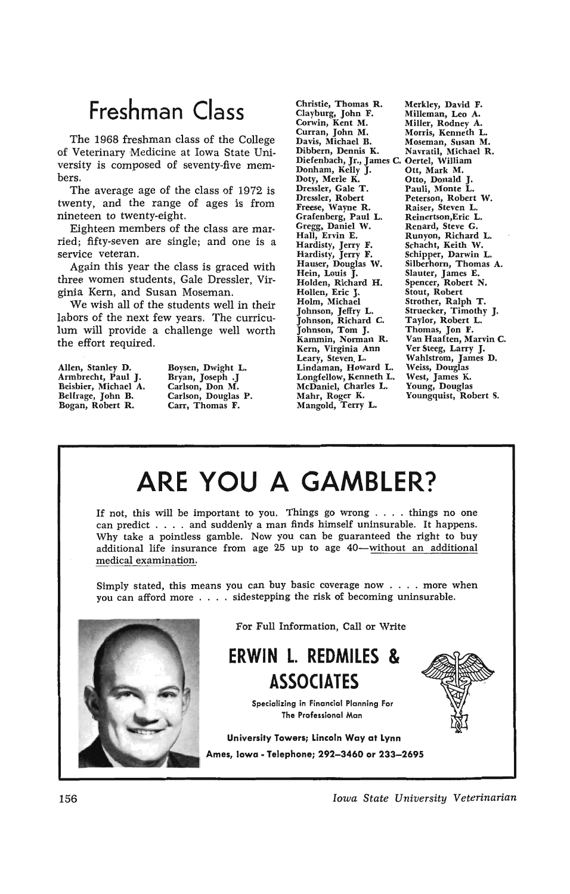# Freshman Class

The 1968 freshman class of the College of Veterinary Medicine at Iowa State University is composed of seventy-five members.

The average age of the class of 1972 is twenty, and the range of ages is from nineteen to twenty-eight.

Eighteen members of the class are married; fifty-seven are single; and one is a service veteran.

Again this year the class is graced with three women students, Gale Dressler, Virginia Kern, and Susan Moseman.

We wish all of the students well in their labors of the next few years. The curriculum will provide a challenge well worth the effort required.

Allen, Stanley D.
Armbrecht, Paul J.
Beisbier, Michael A.
Belfrage, John B.
Bogan, Robert R.
Boysen, Dwight L.
Bryan, Joseph .J
Carlson, Don M.
Carlson, Douglas P.
Carr, Thomas F.
Christie, Thomas R.
Clayburg, John F.
Corwin, Kent M.
Curran, John M.
Davis, Michael B.
Dibbern, Dennis K.
Diefenbach, Jr., James C.
Donham, Kelly J.
Doty, Merle K.
Dressler, Gale T.
Dressler, Robert
Freese, Wayne R.
Grafenberg, Paul L.
Gregg, Daniel W.
Hall, Ervin E.
Hardisty, Jerry F.
Hardisty, Jerry F.
Hauser, Douglas W.
Hein, Louis J.
Holden, Richard H.
Hollen, Eric J.
Holm, Michael
Johnson, Jeffry L.
Johnson, Richard C.
Johnson, Tom J.
Kammin, Norman R.
Kern, Virginia Ann
Leary, Steven. L.
Lindaman, Howard L.
Longfellow, Kenneth L.
McDaniel, Charles L.
Mahr, Roger K.
Mangold, Terry L.
Merkley, David F.
Milleman, Leo A.
Miller, Rodney A.
Morris, Kenneth L.
Moseman, Susan M.
Navratil, Michael R.
Oertel, William
Ott, Mark M.
Otto, Donald J.
Pauli, Monte L.
Peterson, Robert W.
Raiser, Steven L.
Reinertson,Eric L.
Renard, Steve G.
Runyon, Richard L.
Schacht, Keith W.
Schipper, Darwin L.
Silberhorn, Thomas A.
Slauter, James E.
Spencer, Robert N.
Stout, Robert
Strother, Ralph T.
Struecker, Timothy J.
Taylor, Robert L.
Thomas, Jon F.
Van Haaften, Marvin C.
Ver Steeg, Larry J.
Wahlstrom, James D.
Weiss, Douglas
West, James K.
Young, Douglas
Youngquist, Robert S.

# ARE YOU A GAMBLER?

If not, this will be important to you. Things go wrong . . . . things no one can predict . . . . and suddenly a man finds himself uninsurable. It happens. Why take a pointless gamble. Now you can be guaranteed the right to buy additional life insurance from age 25 up to age 40—without an additional medical examination.

Simply stated, this means you can buy basic coverage now . . . . more when you can afford more . . . . sidestepping the risk of becoming uninsurable.

For Full Information, Call or Write

## ERWIN L. REDMILES & ASSOCIATES

Specializing in Financial Planning For The Professional Man

University Towers; Lincoln Way at Lynn
Ames, Iowa - Telephone; 292–3460 or 233–2695